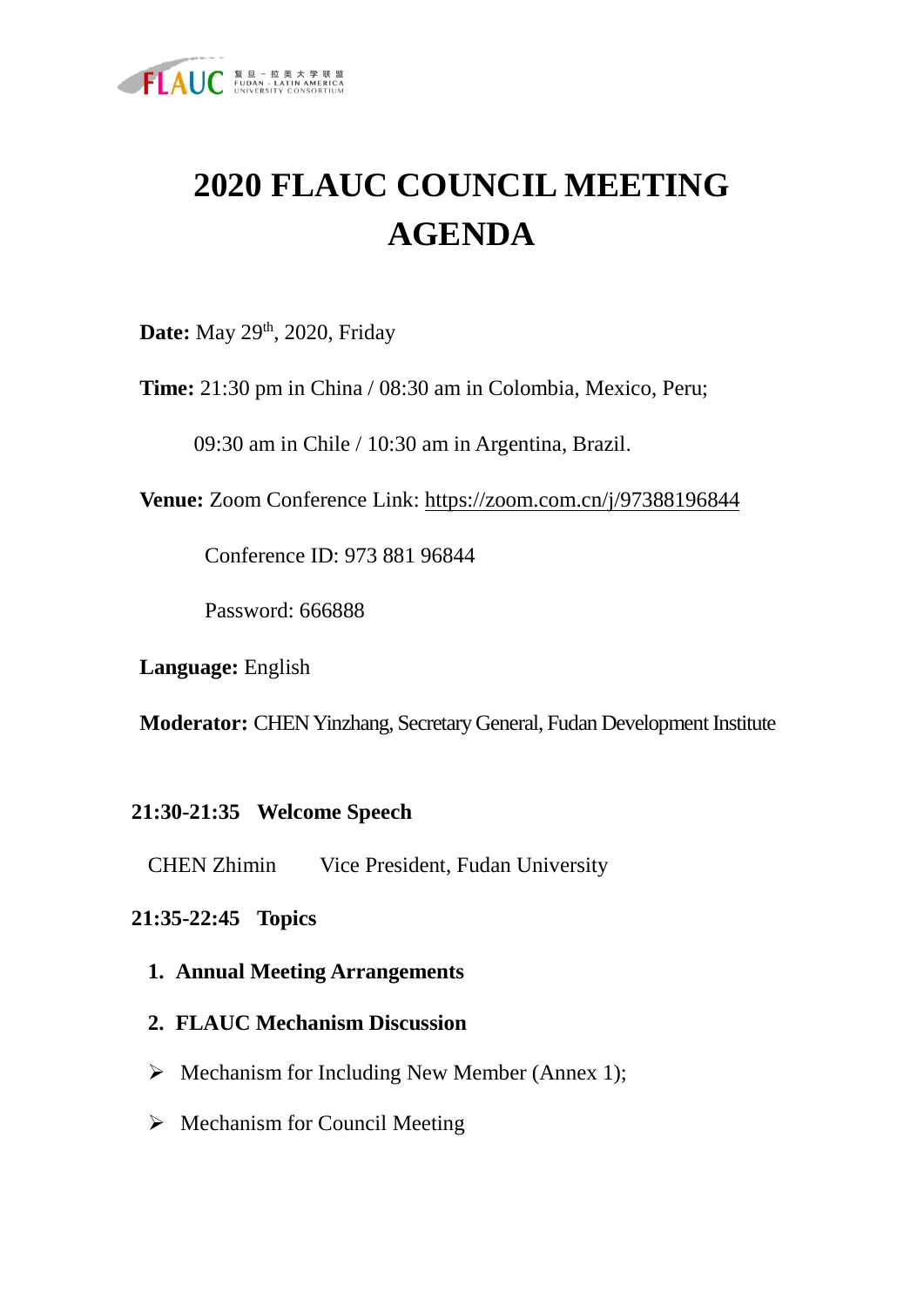# 2020 FLAUC COUNCIL MEETING AGENDA

**Date:** May 29th, 2020, Friday

**Time:** 21:30 pm in China / 08:30 am in Colombia, Mexico, Peru;

09:30 am in Chile / 10:30 am in Argentina, Brazil.

**Venue:** Zoom Conference Link: https://zoom.com.cn/j/97388196844

Conference ID: 973 881 96844

Password: 666888

**Language:** English

**Moderator:** CHEN Yinzhang, Secretary General, Fudan Development Institute

**21:30-21:35 Welcome Speech**

CHEN Zhimin Vice President, Fudan University

**21:35-22:45 Topics**

1. **Annual Meeting Arrangements**
2. **FLAUC Mechanism Discussion**

- Mechanism for Including New Member (Annex 1);
- Mechanism for Council Meeting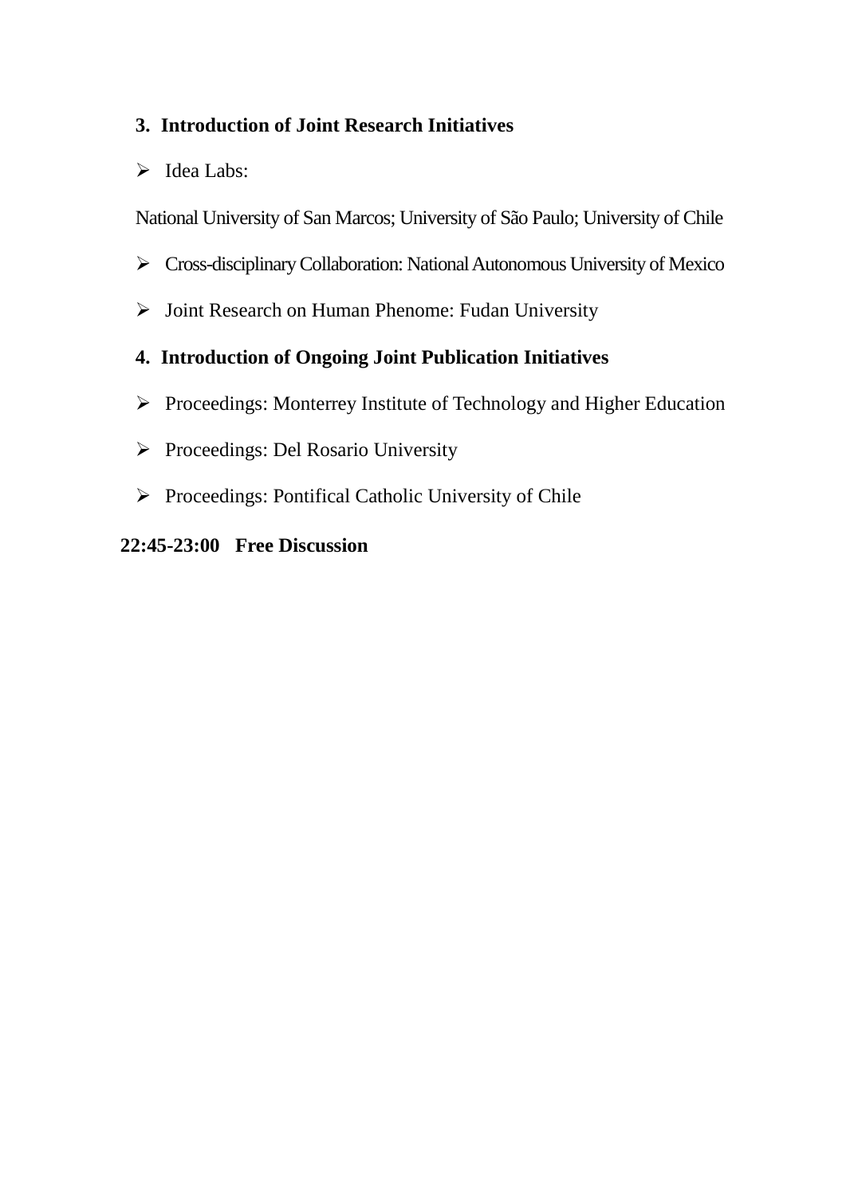**3. Introduction of Joint Research Initiatives**

- Idea Labs:

National University of San Marcos; University of São Paulo; University of Chile

- Cross-disciplinary Collaboration: National Autonomous University of Mexico
- Joint Research on Human Phenome: Fudan University

**4. Introduction of Ongoing Joint Publication Initiatives**

- Proceedings: Monterrey Institute of Technology and Higher Education
- Proceedings: Del Rosario University
- Proceedings: Pontifical Catholic University of Chile

**22:45-23:00 Free Discussion**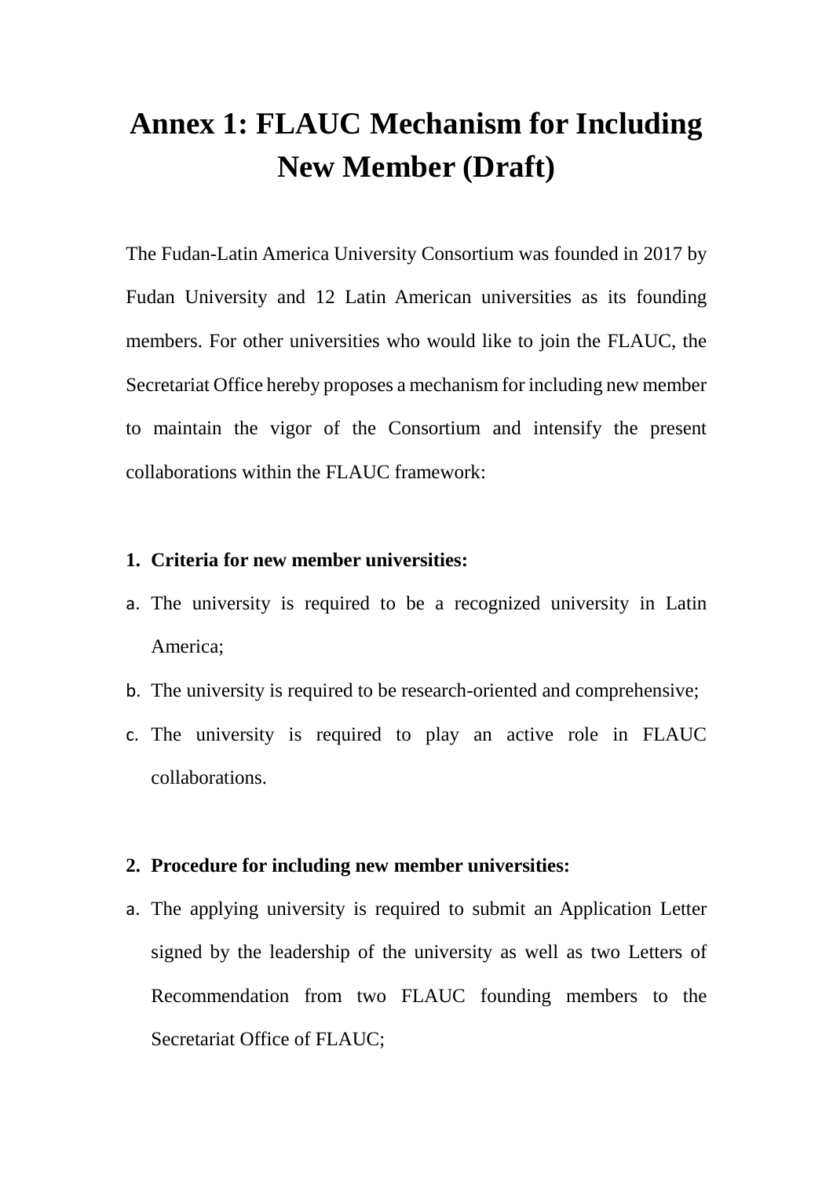# Annex 1: FLAUC Mechanism for Including New Member (Draft)

The Fudan-Latin America University Consortium was founded in 2017 by Fudan University and 12 Latin American universities as its founding members. For other universities who would like to join the FLAUC, the Secretariat Office hereby proposes a mechanism for including new member to maintain the vigor of the Consortium and intensify the present collaborations within the FLAUC framework:

**1. Criteria for new member universities:**

a. The university is required to be a recognized university in Latin America;

b. The university is required to be research-oriented and comprehensive;

c. The university is required to play an active role in FLAUC collaborations.

**2. Procedure for including new member universities:**

a. The applying university is required to submit an Application Letter signed by the leadership of the university as well as two Letters of Recommendation from two FLAUC founding members to the Secretariat Office of FLAUC;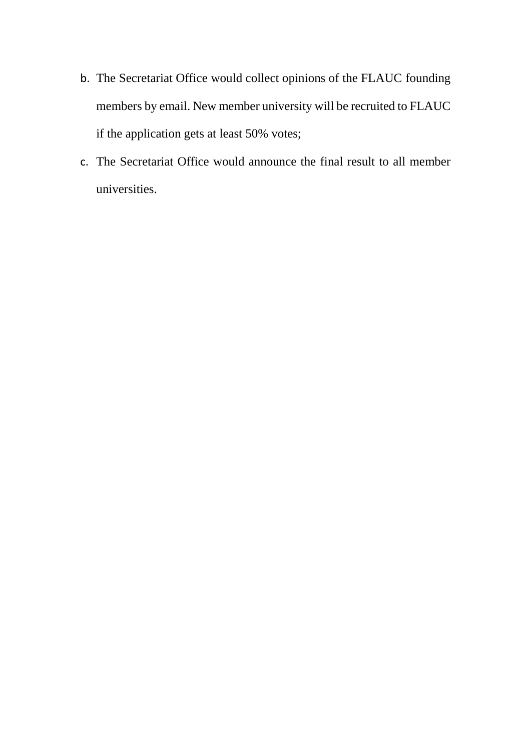b. The Secretariat Office would collect opinions of the FLAUC founding members by email. New member university will be recruited to FLAUC if the application gets at least 50% votes;

c. The Secretariat Office would announce the final result to all member universities.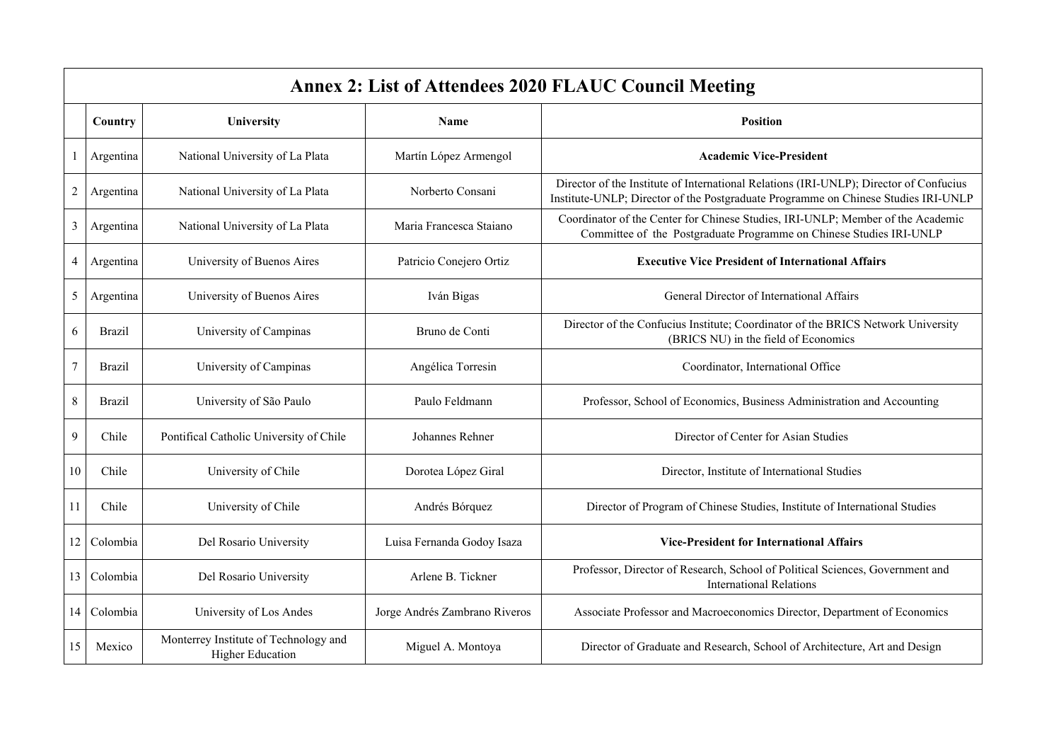# Annex 2: List of Attendees 2020 FLAUC Council Meeting

| | Country | University | Name | Position |
|---|---|---|---|---|
| 1 | Argentina | National University of La Plata | Martín López Armengol | **Academic Vice-President** |
| 2 | Argentina | National University of La Plata | Norberto Consani | Director of the Institute of International Relations (IRI-UNLP); Director of Confucius Institute-UNLP; Director of the Postgraduate Programme on Chinese Studies IRI-UNLP |
| 3 | Argentina | National University of La Plata | Maria Francesca Staiano | Coordinator of the Center for Chinese Studies, IRI-UNLP; Member of the Academic Committee of the Postgraduate Programme on Chinese Studies IRI-UNLP |
| 4 | Argentina | University of Buenos Aires | Patricio Conejero Ortiz | **Executive Vice President of International Affairs** |
| 5 | Argentina | University of Buenos Aires | Iván Bigas | General Director of International Affairs |
| 6 | Brazil | University of Campinas | Bruno de Conti | Director of the Confucius Institute; Coordinator of the BRICS Network University (BRICS NU) in the field of Economics |
| 7 | Brazil | University of Campinas | Angélica Torresin | Coordinator, International Office |
| 8 | Brazil | University of São Paulo | Paulo Feldmann | Professor, School of Economics, Business Administration and Accounting |
| 9 | Chile | Pontifical Catholic University of Chile | Johannes Rehner | Director of Center for Asian Studies |
| 10 | Chile | University of Chile | Dorotea López Giral | Director, Institute of International Studies |
| 11 | Chile | University of Chile | Andrés Bórquez | Director of Program of Chinese Studies, Institute of International Studies |
| 12 | Colombia | Del Rosario University | Luisa Fernanda Godoy Isaza | **Vice-President for International Affairs** |
| 13 | Colombia | Del Rosario University | Arlene B. Tickner | Professor, Director of Research, School of Political Sciences, Government and International Relations |
| 14 | Colombia | University of Los Andes | Jorge Andrés Zambrano Riveros | Associate Professor and Macroeconomics Director, Department of Economics |
| 15 | Mexico | Monterrey Institute of Technology and Higher Education | Miguel A. Montoya | Director of Graduate and Research, School of Architecture, Art and Design |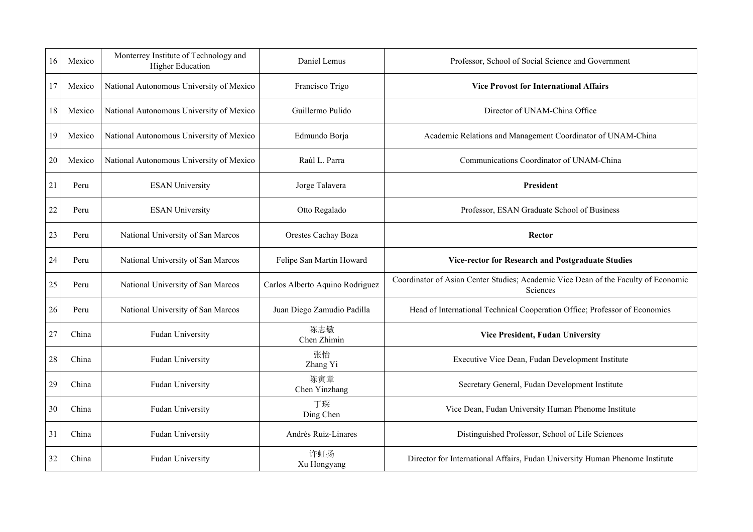| 16 | Mexico | Monterrey Institute of Technology and Higher Education | Daniel Lemus | Professor, School of Social Science and Government |
|---|---|---|---|---|
| 17 | Mexico | National Autonomous University of Mexico | Francisco Trigo | **Vice Provost for International Affairs** |
| 18 | Mexico | National Autonomous University of Mexico | Guillermo Pulido | Director of UNAM-China Office |
| 19 | Mexico | National Autonomous University of Mexico | Edmundo Borja | Academic Relations and Management Coordinator of UNAM-China |
| 20 | Mexico | National Autonomous University of Mexico | Raúl L. Parra | Communications Coordinator of UNAM-China |
| 21 | Peru | ESAN University | Jorge Talavera | **President** |
| 22 | Peru | ESAN University | Otto Regalado | Professor, ESAN Graduate School of Business |
| 23 | Peru | National University of San Marcos | Orestes Cachay Boza | **Rector** |
| 24 | Peru | National University of San Marcos | Felipe San Martin Howard | **Vice-rector for Research and Postgraduate Studies** |
| 25 | Peru | National University of San Marcos | Carlos Alberto Aquino Rodriguez | Coordinator of Asian Center Studies; Academic Vice Dean of the Faculty of Economic Sciences |
| 26 | Peru | National University of San Marcos | Juan Diego Zamudio Padilla | Head of International Technical Cooperation Office; Professor of Economics |
| 27 | China | Fudan University | 陈志敏 Chen Zhimin | **Vice President, Fudan University** |
| 28 | China | Fudan University | 张怡 Zhang Yi | Executive Vice Dean, Fudan Development Institute |
| 29 | China | Fudan University | 陈寅章 Chen Yinzhang | Secretary General, Fudan Development Institute |
| 30 | China | Fudan University | 丁琛 Ding Chen | Vice Dean, Fudan University Human Phenome Institute |
| 31 | China | Fudan University | Andrés Ruiz-Linares | Distinguished Professor, School of Life Sciences |
| 32 | China | Fudan University | 许虹扬 Xu Hongyang | Director for International Affairs, Fudan University Human Phenome Institute |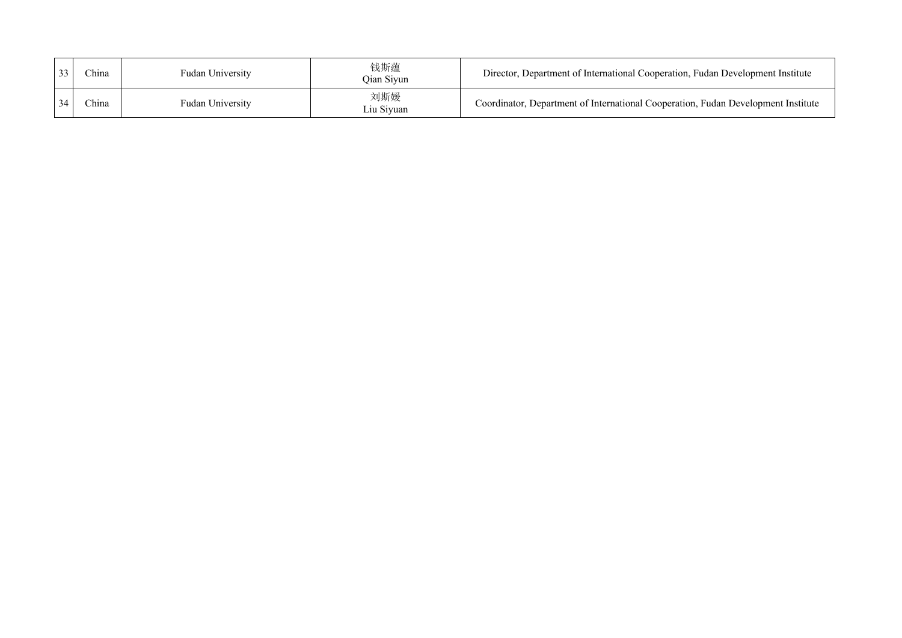| | | | | |
|---|---|---|---|---|
| 33 | China | Fudan University | 钱斯蕴<br>Qian Siyun | Director, Department of International Cooperation, Fudan Development Institute |
| 34 | China | Fudan University | 刘斯媛<br>Liu Siyuan | Coordinator, Department of International Cooperation, Fudan Development Institute |